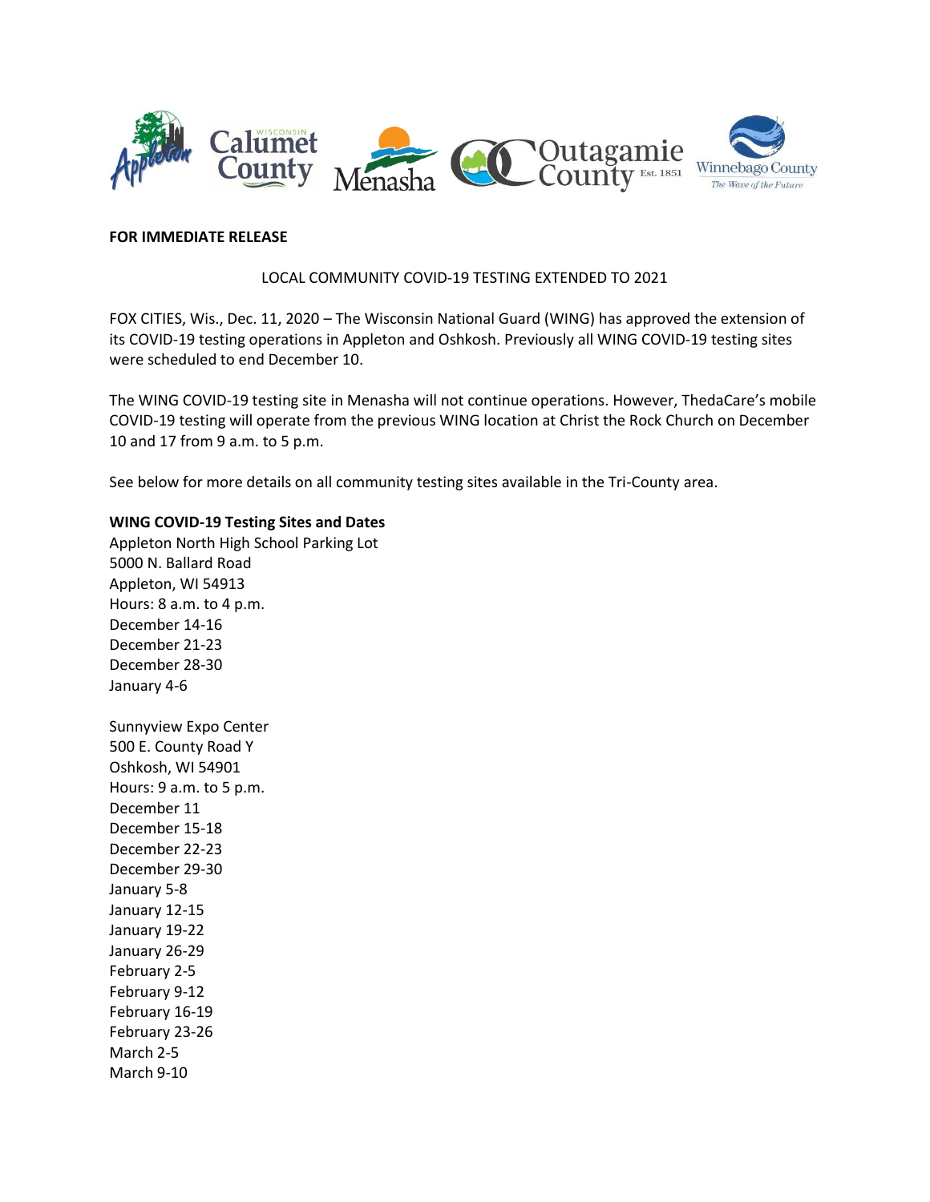**FOR IMMEDIATE RELEASE**

LOCAL COMMUNITY COVID-19 TESTING EXTENDED TO 2021

FOX CITIES, Wis., Dec. 11, 2020 – The Wisconsin National Guard (WING) has approved the extension of its COVID-19 testing operations in Appleton and Oshkosh. Previously all WING COVID-19 testing sites were scheduled to end December 10.

The WING COVID-19 testing site in Menasha will not continue operations. However, ThedaCare's mobile COVID-19 testing will operate from the previous WING location at Christ the Rock Church on December 10 and 17 from 9 a.m. to 5 p.m.

See below for more details on all community testing sites available in the Tri-County area.

**WING COVID-19 Testing Sites and Dates**

Appleton North High School Parking Lot
5000 N. Ballard Road
Appleton, WI 54913
Hours: 8 a.m. to 4 p.m.
December 14-16
December 21-23
December 28-30
January 4-6

Sunnyview Expo Center
500 E. County Road Y
Oshkosh, WI 54901
Hours: 9 a.m. to 5 p.m.
December 11
December 15-18
December 22-23
December 29-30
January 5-8
January 12-15
January 19-22
January 26-29
February 2-5
February 9-12
February 16-19
February 23-26
March 2-5
March 9-10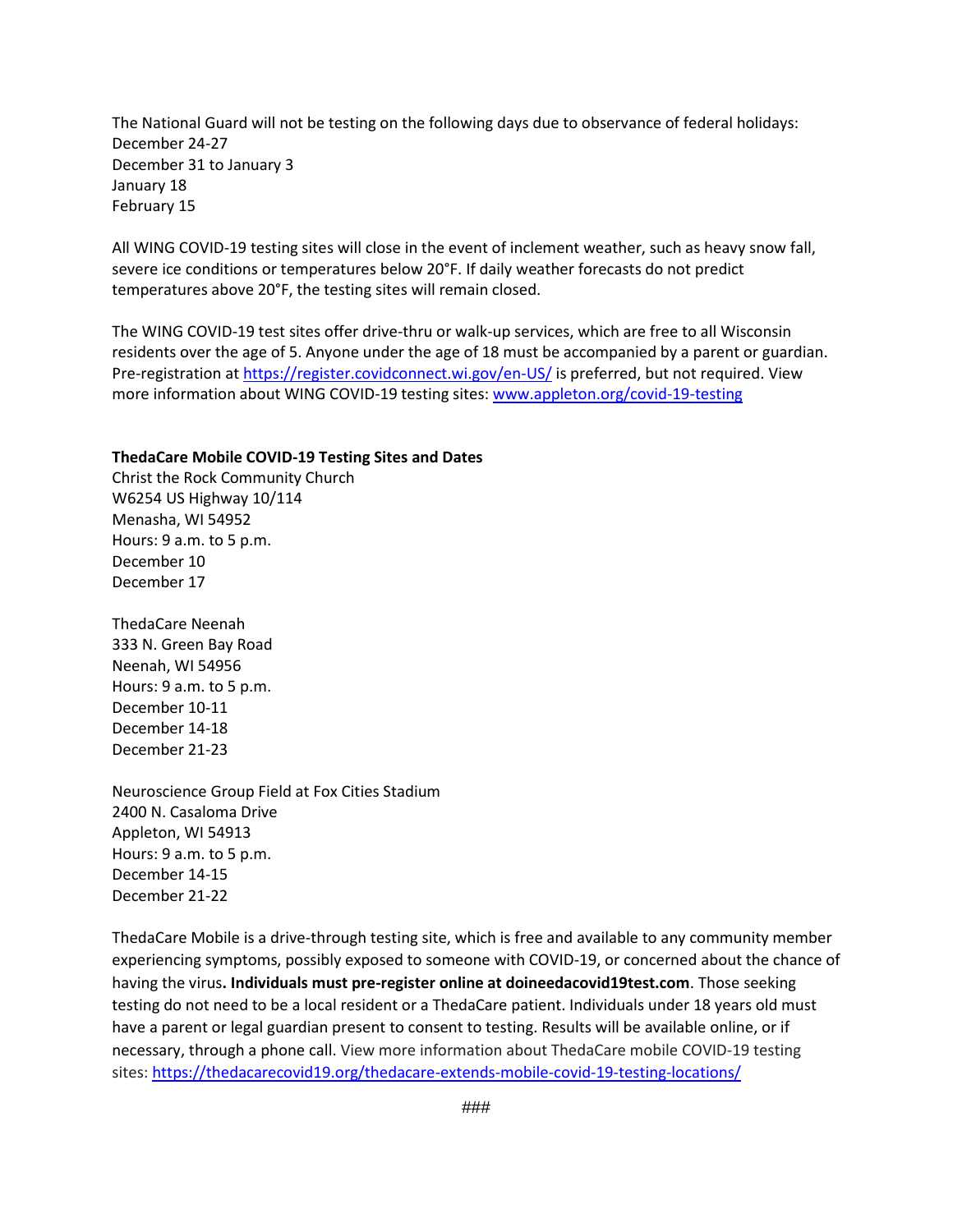The National Guard will not be testing on the following days due to observance of federal holidays:
December 24-27
December 31 to January 3
January 18
February 15

All WING COVID-19 testing sites will close in the event of inclement weather, such as heavy snow fall, severe ice conditions or temperatures below 20°F. If daily weather forecasts do not predict temperatures above 20°F, the testing sites will remain closed.

The WING COVID-19 test sites offer drive-thru or walk-up services, which are free to all Wisconsin residents over the age of 5. Anyone under the age of 18 must be accompanied by a parent or guardian. Pre-registration at https://register.covidconnect.wi.gov/en-US/ is preferred, but not required. View more information about WING COVID-19 testing sites: www.appleton.org/covid-19-testing

**ThedaCare Mobile COVID-19 Testing Sites and Dates**
Christ the Rock Community Church
W6254 US Highway 10/114
Menasha, WI 54952
Hours: 9 a.m. to 5 p.m.
December 10
December 17

ThedaCare Neenah
333 N. Green Bay Road
Neenah, WI 54956
Hours: 9 a.m. to 5 p.m.
December 10-11
December 14-18
December 21-23

Neuroscience Group Field at Fox Cities Stadium
2400 N. Casaloma Drive
Appleton, WI 54913
Hours: 9 a.m. to 5 p.m.
December 14-15
December 21-22

ThedaCare Mobile is a drive-through testing site, which is free and available to any community member experiencing symptoms, possibly exposed to someone with COVID-19, or concerned about the chance of having the virus**. Individuals must pre-register online at doineedacovid19test.com**. Those seeking testing do not need to be a local resident or a ThedaCare patient. Individuals under 18 years old must have a parent or legal guardian present to consent to testing. Results will be available online, or if necessary, through a phone call. View more information about ThedaCare mobile COVID-19 testing sites: https://thedacarecovid19.org/thedacare-extends-mobile-covid-19-testing-locations/

###